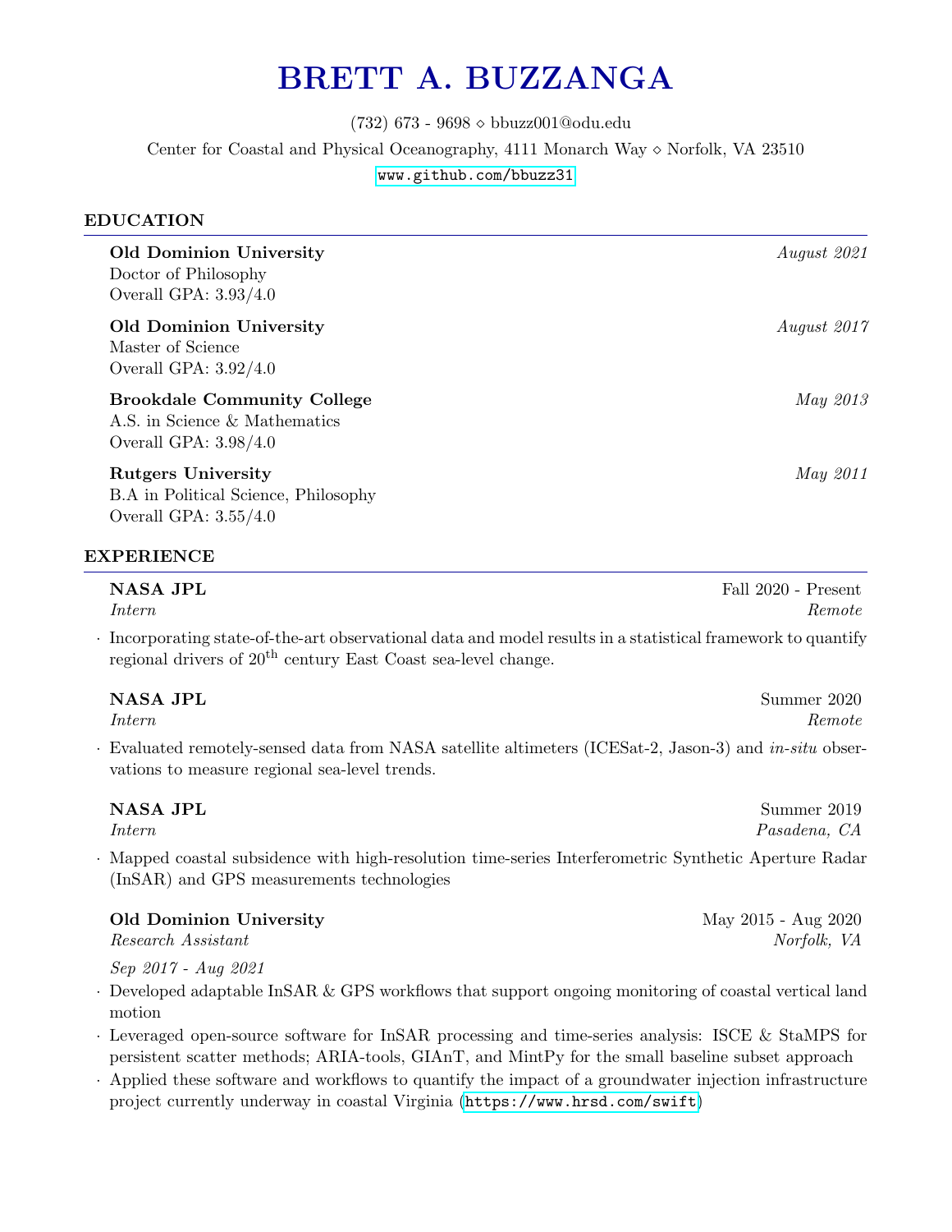# BRETT A. BUZZANGA

(732) 673 - 9698 ⋄ bbuzz001@odu.edu

Center for Coastal and Physical Oceanography, 4111 Monarch Way ⋄ Norfolk, VA 23510

www.github.com/bbuzz31

## EDUCATION

**Old Dominion University** — *August 2021*
Doctor of Philosophy
Overall GPA: 3.93/4.0

**Old Dominion University** — *August 2017*
Master of Science
Overall GPA: 3.92/4.0

**Brookdale Community College** — *May 2013*
A.S. in Science & Mathematics
Overall GPA: 3.98/4.0

**Rutgers University** — *May 2011*
B.A in Political Science, Philosophy
Overall GPA: 3.55/4.0

## EXPERIENCE

**NASA JPL** — Fall 2020 - Present
*Intern* — *Remote*

- Incorporating state-of-the-art observational data and model results in a statistical framework to quantify regional drivers of $20^{th}$ century East Coast sea-level change.

**NASA JPL** — Summer 2020
*Intern* — *Remote*

- Evaluated remotely-sensed data from NASA satellite altimeters (ICESat-2, Jason-3) and *in-situ* observations to measure regional sea-level trends.

**NASA JPL** — Summer 2019
*Intern* — *Pasadena, CA*

- Mapped coastal subsidence with high-resolution time-series Interferometric Synthetic Aperture Radar (InSAR) and GPS measurements technologies

**Old Dominion University** — May 2015 - Aug 2020
*Research Assistant* — *Norfolk, VA*

*Sep 2017 - Aug 2021*

- Developed adaptable InSAR & GPS workflows that support ongoing monitoring of coastal vertical land motion
- Leveraged open-source software for InSAR processing and time-series analysis: ISCE & StaMPS for persistent scatter methods; ARIA-tools, GIAnT, and MintPy for the small baseline subset approach
- Applied these software and workflows to quantify the impact of a groundwater injection infrastructure project currently underway in coastal Virginia (https://www.hrsd.com/swift)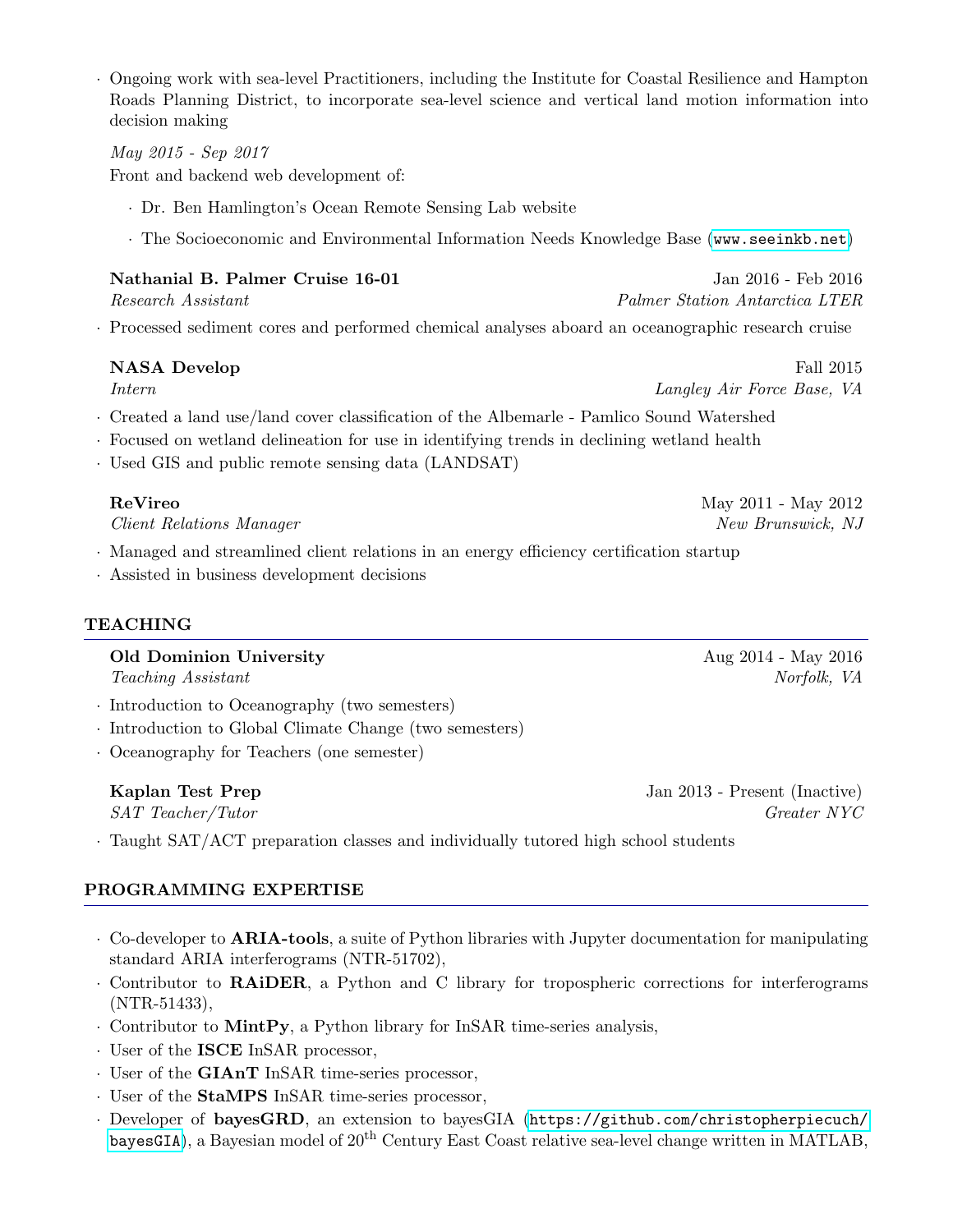- Ongoing work with sea-level Practitioners, including the Institute for Coastal Resilience and Hampton Roads Planning District, to incorporate sea-level science and vertical land motion information into decision making

*May 2015 - Sep 2017*
Front and backend web development of:

- Dr. Ben Hamlington's Ocean Remote Sensing Lab website
- The Socioeconomic and Environmental Information Needs Knowledge Base (`www.seeinkb.net`)

**Nathanial B. Palmer Cruise 16-01** — Jan 2016 - Feb 2016
*Research Assistant* — *Palmer Station Antarctica LTER*

- Processed sediment cores and performed chemical analyses aboard an oceanographic research cruise

**NASA Develop** — Fall 2015
*Intern* — *Langley Air Force Base, VA*

- Created a land use/land cover classification of the Albemarle - Pamlico Sound Watershed
- Focused on wetland delineation for use in identifying trends in declining wetland health
- Used GIS and public remote sensing data (LANDSAT)

**ReVireo** — May 2011 - May 2012
*Client Relations Manager* — *New Brunswick, NJ*

- Managed and streamlined client relations in an energy efficiency certification startup
- Assisted in business development decisions

## TEACHING

**Old Dominion University** — Aug 2014 - May 2016
*Teaching Assistant* — *Norfolk, VA*

- Introduction to Oceanography (two semesters)
- Introduction to Global Climate Change (two semesters)
- Oceanography for Teachers (one semester)

**Kaplan Test Prep** — Jan 2013 - Present (Inactive)
*SAT Teacher/Tutor* — *Greater NYC*

- Taught SAT/ACT preparation classes and individually tutored high school students

## PROGRAMMING EXPERTISE

- Co-developer to **ARIA-tools**, a suite of Python libraries with Jupyter documentation for manipulating standard ARIA interferograms (NTR-51702),
- Contributor to **RAiDER**, a Python and C library for tropospheric corrections for interferograms (NTR-51433),
- Contributor to **MintPy**, a Python library for InSAR time-series analysis,
- User of the **ISCE** InSAR processor,
- User of the **GIAnT** InSAR time-series processor,
- User of the **StaMPS** InSAR time-series processor,
- Developer of **bayesGRD**, an extension to bayesGIA (`https://github.com/christopherpiecuch/bayesGIA`), a Bayesian model of 20$^{\text{th}}$ Century East Coast relative sea-level change written in MATLAB,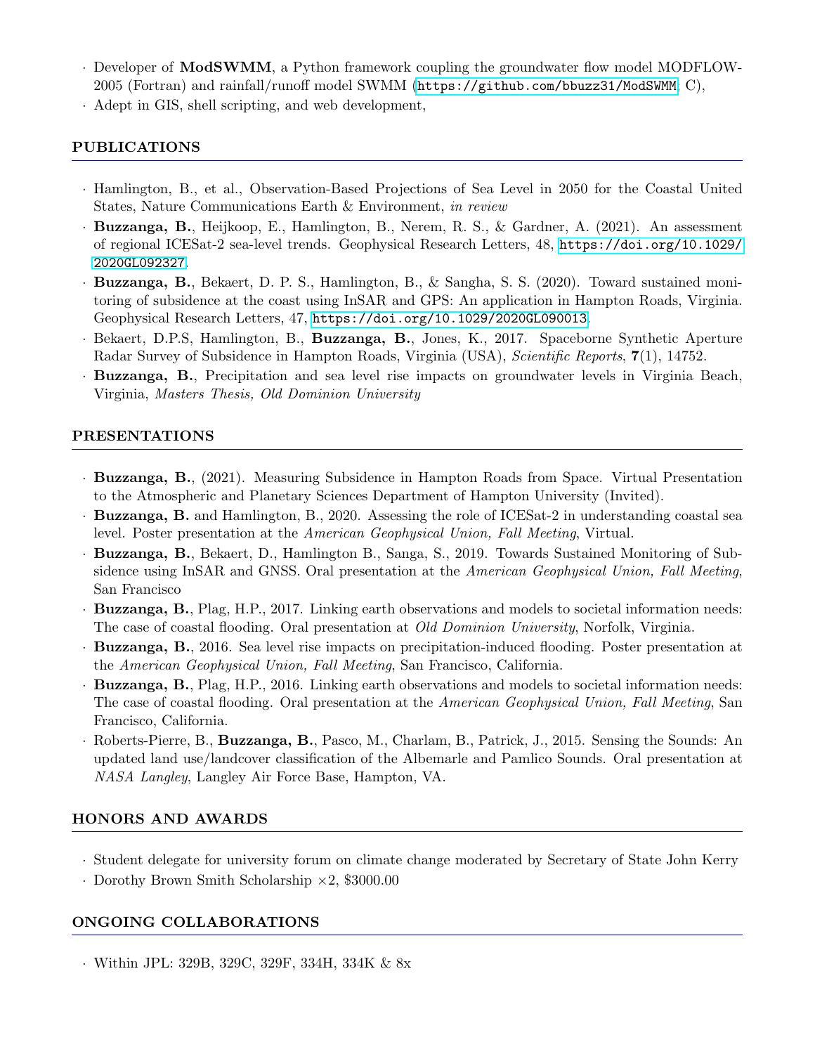- Developer of **ModSWMM**, a Python framework coupling the groundwater flow model MODFLOW-2005 (Fortran) and rainfall/runoff model SWMM (https://github.com/bbuzz31/ModSWMM; C),
- Adept in GIS, shell scripting, and web development,

## PUBLICATIONS

- Hamlington, B., et al., Observation-Based Projections of Sea Level in 2050 for the Coastal United States, Nature Communications Earth & Environment, *in review*
- **Buzzanga, B.**, Heijkoop, E., Hamlington, B., Nerem, R. S., & Gardner, A. (2021). An assessment of regional ICESat-2 sea-level trends. Geophysical Research Letters, 48, https://doi.org/10.1029/2020GL092327.
- **Buzzanga, B.**, Bekaert, D. P. S., Hamlington, B., & Sangha, S. S. (2020). Toward sustained monitoring of subsidence at the coast using InSAR and GPS: An application in Hampton Roads, Virginia. Geophysical Research Letters, 47, https://doi.org/10.1029/2020GL090013.
- Bekaert, D.P.S, Hamlington, B., **Buzzanga, B.**, Jones, K., 2017. Spaceborne Synthetic Aperture Radar Survey of Subsidence in Hampton Roads, Virginia (USA), *Scientific Reports*, **7**(1), 14752.
- **Buzzanga, B.**, Precipitation and sea level rise impacts on groundwater levels in Virginia Beach, Virginia, *Masters Thesis, Old Dominion University*

## PRESENTATIONS

- **Buzzanga, B.**, (2021). Measuring Subsidence in Hampton Roads from Space. Virtual Presentation to the Atmospheric and Planetary Sciences Department of Hampton University (Invited).
- **Buzzanga, B.** and Hamlington, B., 2020. Assessing the role of ICESat-2 in understanding coastal sea level. Poster presentation at the *American Geophysical Union, Fall Meeting*, Virtual.
- **Buzzanga, B.**, Bekaert, D., Hamlington B., Sanga, S., 2019. Towards Sustained Monitoring of Subsidence using InSAR and GNSS. Oral presentation at the *American Geophysical Union, Fall Meeting*, San Francisco
- **Buzzanga, B.**, Plag, H.P., 2017. Linking earth observations and models to societal information needs: The case of coastal flooding. Oral presentation at *Old Dominion University*, Norfolk, Virginia.
- **Buzzanga, B.**, 2016. Sea level rise impacts on precipitation-induced flooding. Poster presentation at the *American Geophysical Union, Fall Meeting*, San Francisco, California.
- **Buzzanga, B.**, Plag, H.P., 2016. Linking earth observations and models to societal information needs: The case of coastal flooding. Oral presentation at the *American Geophysical Union, Fall Meeting*, San Francisco, California.
- Roberts-Pierre, B., **Buzzanga, B.**, Pasco, M., Charlam, B., Patrick, J., 2015. Sensing the Sounds: An updated land use/landcover classification of the Albemarle and Pamlico Sounds. Oral presentation at *NASA Langley*, Langley Air Force Base, Hampton, VA.

## HONORS AND AWARDS

- Student delegate for university forum on climate change moderated by Secretary of State John Kerry
- Dorothy Brown Smith Scholarship $\times 2$, \$3000.00

## ONGOING COLLABORATIONS

- Within JPL: 329B, 329C, 329F, 334H, 334K & 8x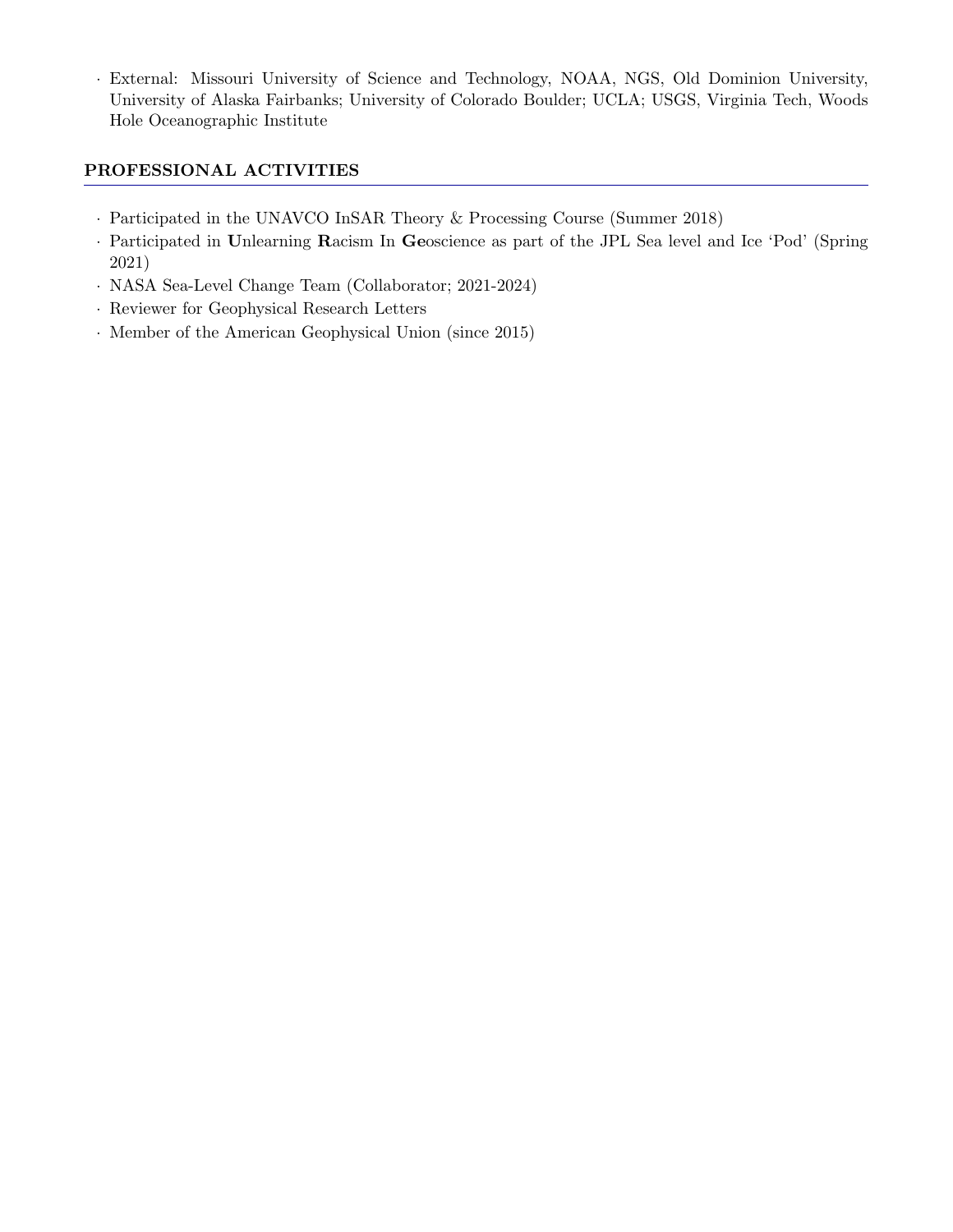- External: Missouri University of Science and Technology, NOAA, NGS, Old Dominion University, University of Alaska Fairbanks; University of Colorado Boulder; UCLA; USGS, Virginia Tech, Woods Hole Oceanographic Institute

## PROFESSIONAL ACTIVITIES

- Participated in the UNAVCO InSAR Theory & Processing Course (Summer 2018)
- Participated in **U**nlearning **R**acism In **Ge**oscience as part of the JPL Sea level and Ice 'Pod' (Spring 2021)
- NASA Sea-Level Change Team (Collaborator; 2021-2024)
- Reviewer for Geophysical Research Letters
- Member of the American Geophysical Union (since 2015)